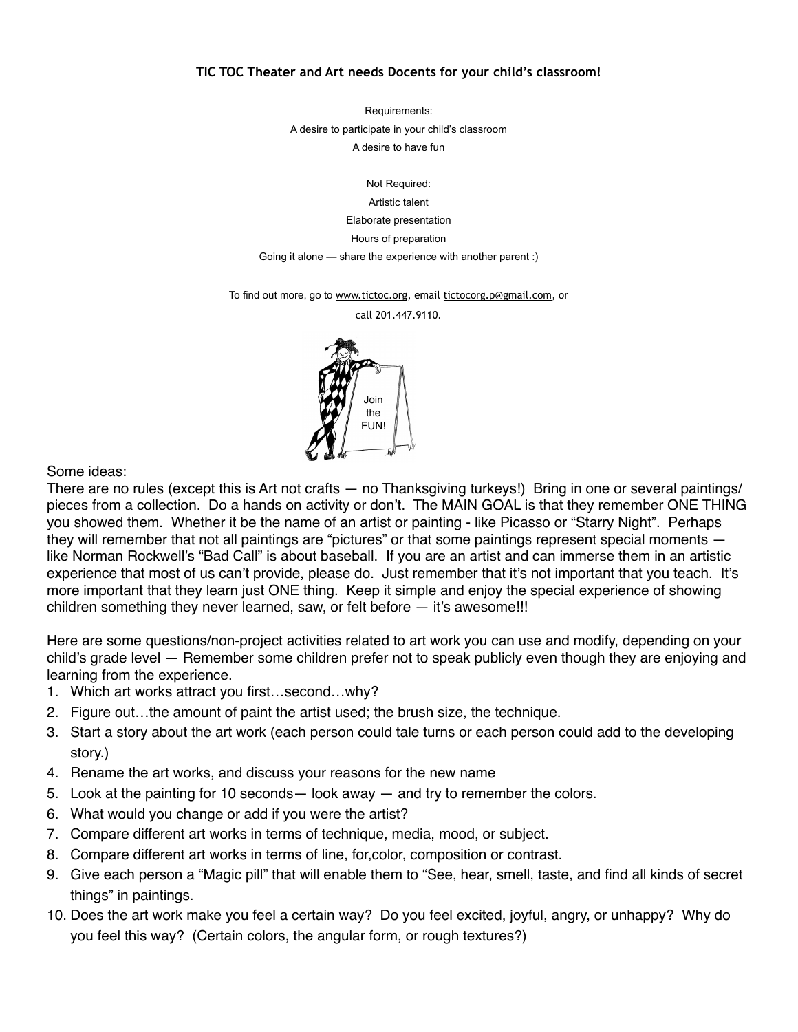**TIC TOC Theater and Art needs Docents for your child's classroom!**

Requirements:

A desire to participate in your child's classroom

A desire to have fun

Not Required:

Artistic talent

Elaborate presentation

Hours of preparation

Going it alone — share the experience with another parent :)

To find out more, go to www.tictoc.org, email tictocorg.p@gmail.com, or call 201.447.9110.

Join the FUN!

Some ideas:

There are no rules (except this is Art not crafts — no Thanksgiving turkeys!) Bring in one or several paintings/ pieces from a collection. Do a hands on activity or don't. The MAIN GOAL is that they remember ONE THING you showed them. Whether it be the name of an artist or painting - like Picasso or "Starry Night". Perhaps they will remember that not all paintings are "pictures" or that some paintings represent special moments — like Norman Rockwell's "Bad Call" is about baseball. If you are an artist and can immerse them in an artistic experience that most of us can't provide, please do. Just remember that it's not important that you teach. It's more important that they learn just ONE thing. Keep it simple and enjoy the special experience of showing children something they never learned, saw, or felt before — it's awesome!!!

Here are some questions/non-project activities related to art work you can use and modify, depending on your child's grade level — Remember some children prefer not to speak publicly even though they are enjoying and learning from the experience.

1. Which art works attract you first…second…why?
2. Figure out…the amount of paint the artist used; the brush size, the technique.
3. Start a story about the art work (each person could tale turns or each person could add to the developing story.)
4. Rename the art works, and discuss your reasons for the new name
5. Look at the painting for 10 seconds— look away — and try to remember the colors.
6. What would you change or add if you were the artist?
7. Compare different art works in terms of technique, media, mood, or subject.
8. Compare different art works in terms of line, for,color, composition or contrast.
9. Give each person a "Magic pill" that will enable them to "See, hear, smell, taste, and find all kinds of secret things" in paintings.
10. Does the art work make you feel a certain way? Do you feel excited, joyful, angry, or unhappy? Why do you feel this way? (Certain colors, the angular form, or rough textures?)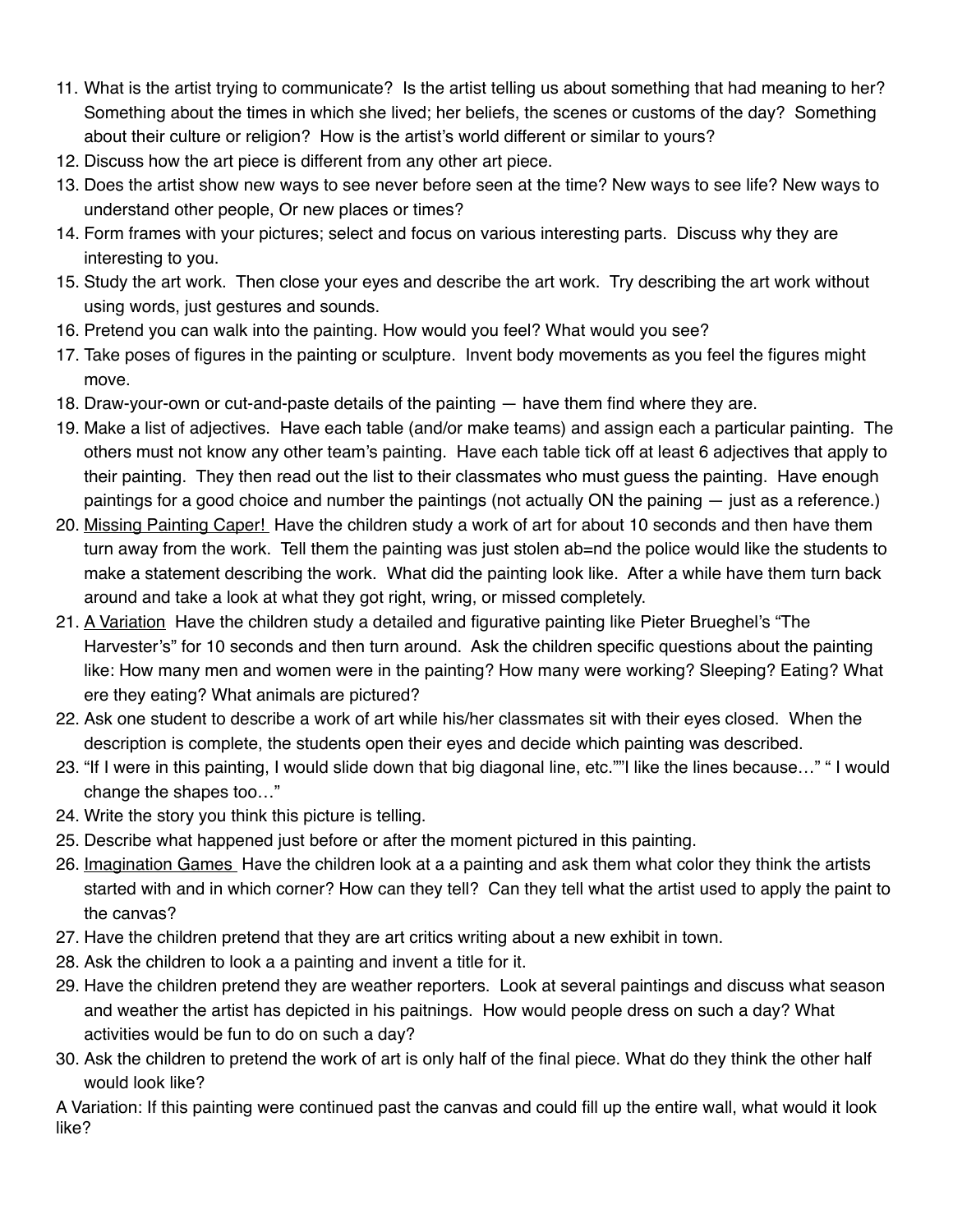11. What is the artist trying to communicate? Is the artist telling us about something that had meaning to her? Something about the times in which she lived; her beliefs, the scenes or customs of the day? Something about their culture or religion? How is the artist's world different or similar to yours?
12. Discuss how the art piece is different from any other art piece.
13. Does the artist show new ways to see never before seen at the time? New ways to see life? New ways to understand other people, Or new places or times?
14. Form frames with your pictures; select and focus on various interesting parts. Discuss why they are interesting to you.
15. Study the art work. Then close your eyes and describe the art work. Try describing the art work without using words, just gestures and sounds.
16. Pretend you can walk into the painting. How would you feel? What would you see?
17. Take poses of figures in the painting or sculpture. Invent body movements as you feel the figures might move.
18. Draw-your-own or cut-and-paste details of the painting — have them find where they are.
19. Make a list of adjectives. Have each table (and/or make teams) and assign each a particular painting. The others must not know any other team's painting. Have each table tick off at least 6 adjectives that apply to their painting. They then read out the list to their classmates who must guess the painting. Have enough paintings for a good choice and number the paintings (not actually ON the paining — just as a reference.)
20. <u>Missing Painting Caper!</u> Have the children study a work of art for about 10 seconds and then have them turn away from the work. Tell them the painting was just stolen ab=nd the police would like the students to make a statement describing the work. What did the painting look like. After a while have them turn back around and take a look at what they got right, wring, or missed completely.
21. <u>A Variation</u> Have the children study a detailed and figurative painting like Pieter Brueghel's "The Harvester's" for 10 seconds and then turn around. Ask the children specific questions about the painting like: How many men and women were in the painting? How many were working? Sleeping? Eating? What ere they eating? What animals are pictured?
22. Ask one student to describe a work of art while his/her classmates sit with their eyes closed. When the description is complete, the students open their eyes and decide which painting was described.
23. "If I were in this painting, I would slide down that big diagonal line, etc.""I like the lines because…" " I would change the shapes too…"
24. Write the story you think this picture is telling.
25. Describe what happened just before or after the moment pictured in this painting.
26. <u>Imagination Games</u> Have the children look at a a painting and ask them what color they think the artists started with and in which corner? How can they tell? Can they tell what the artist used to apply the paint to the canvas?
27. Have the children pretend that they are art critics writing about a new exhibit in town.
28. Ask the children to look a a painting and invent a title for it.
29. Have the children pretend they are weather reporters. Look at several paintings and discuss what season and weather the artist has depicted in his paitnings. How would people dress on such a day? What activities would be fun to do on such a day?
30. Ask the children to pretend the work of art is only half of the final piece. What do they think the other half would look like?

A Variation: If this painting were continued past the canvas and could fill up the entire wall, what would it look like?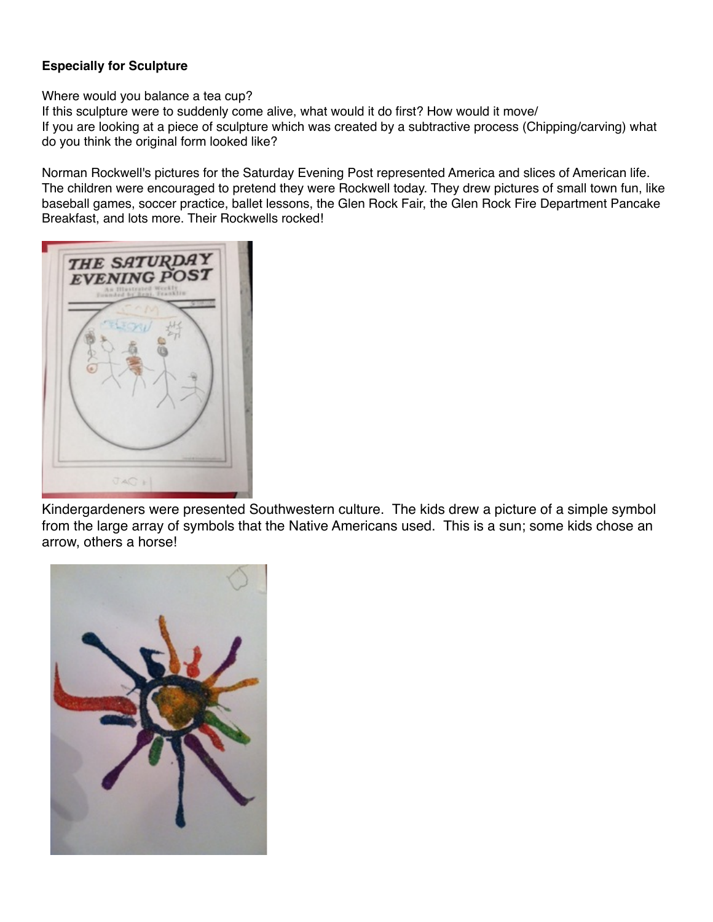**Especially for Sculpture**

Where would you balance a tea cup?
If this sculpture were to suddenly come alive, what would it do first? How would it move/
If you are looking at a piece of sculpture which was created by a subtractive process (Chipping/carving) what do you think the original form looked like?

Norman Rockwell's pictures for the Saturday Evening Post represented America and slices of American life. The children were encouraged to pretend they were Rockwell today. They drew pictures of small town fun, like baseball games, soccer practice, ballet lessons, the Glen Rock Fair, the Glen Rock Fire Department Pancake Breakfast, and lots more. Their Rockwells rocked!

Kindergardeners were presented Southwestern culture. The kids drew a picture of a simple symbol from the large array of symbols that the Native Americans used. This is a sun; some kids chose an arrow, others a horse!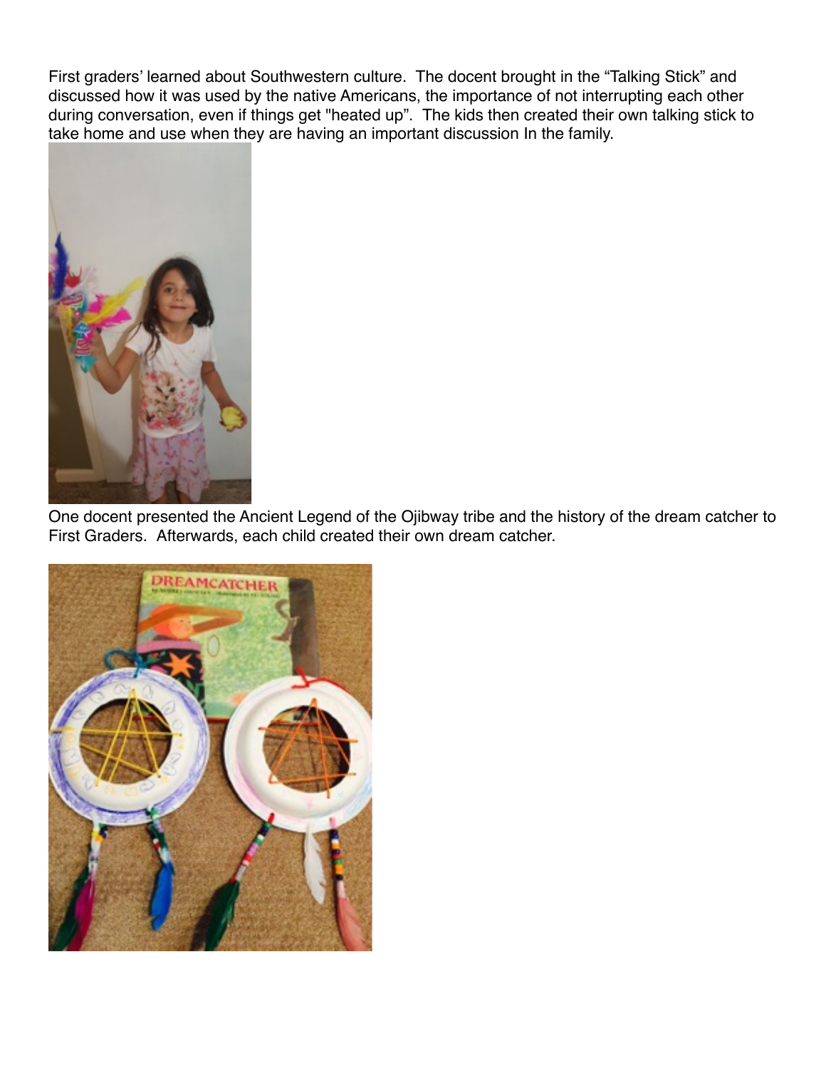First graders' learned about Southwestern culture. The docent brought in the "Talking Stick" and discussed how it was used by the native Americans, the importance of not interrupting each other during conversation, even if things get "heated up". The kids then created their own talking stick to take home and use when they are having an important discussion In the family.

One docent presented the Ancient Legend of the Ojibway tribe and the history of the dream catcher to First Graders. Afterwards, each child created their own dream catcher.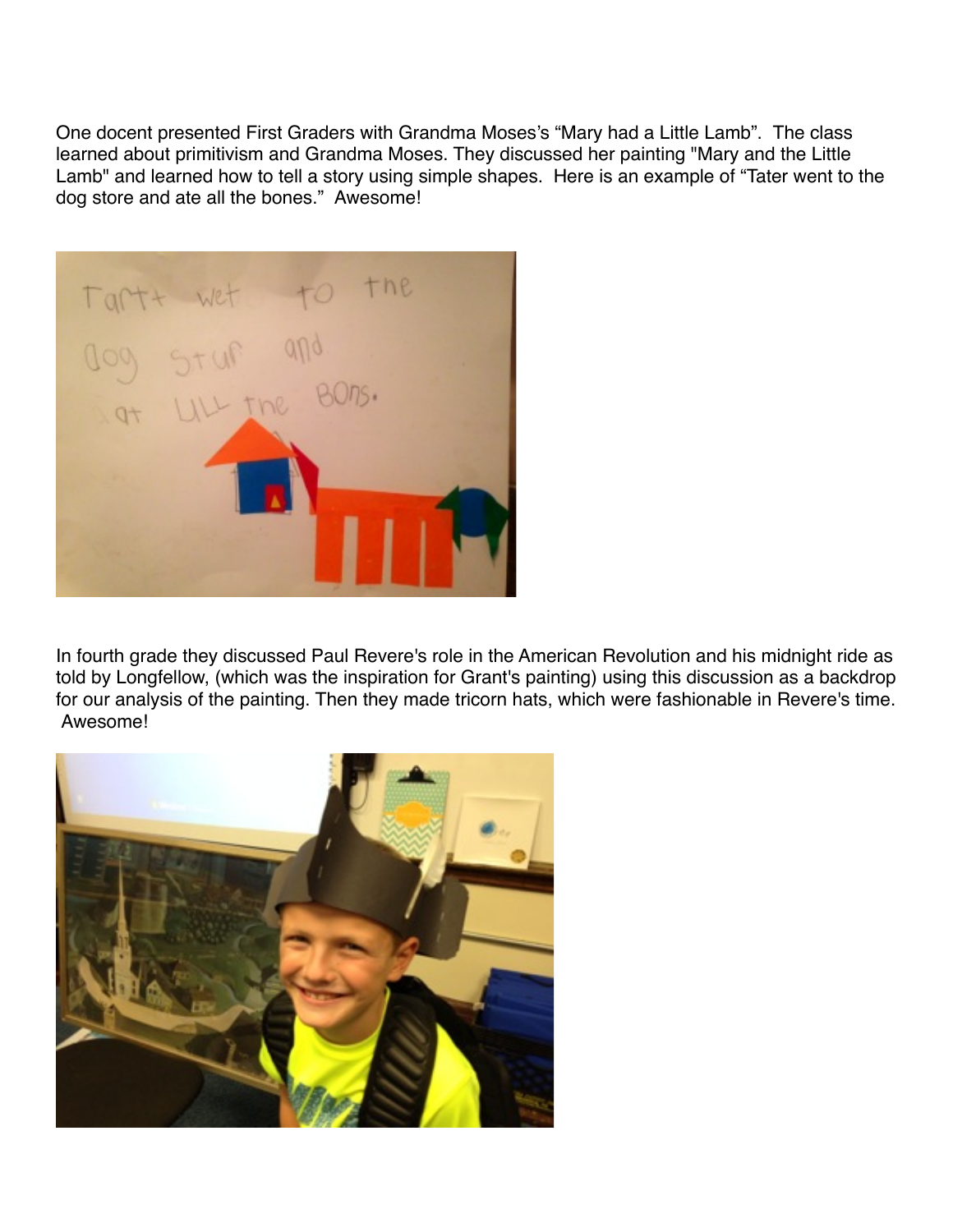One docent presented First Graders with Grandma Moses's "Mary had a Little Lamb". The class learned about primitivism and Grandma Moses. They discussed her painting "Mary and the Little Lamb" and learned how to tell a story using simple shapes. Here is an example of "Tater went to the dog store and ate all the bones." Awesome!

In fourth grade they discussed Paul Revere's role in the American Revolution and his midnight ride as told by Longfellow, (which was the inspiration for Grant's painting) using this discussion as a backdrop for our analysis of the painting. Then they made tricorn hats, which were fashionable in Revere's time. Awesome!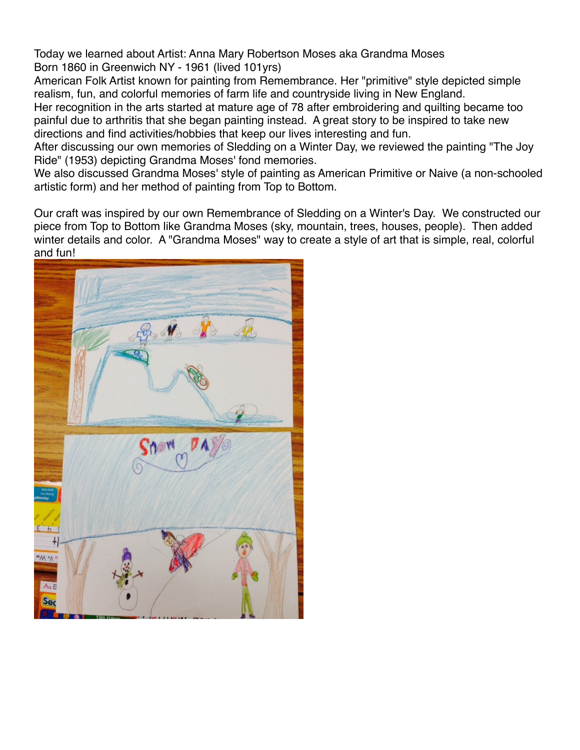Today we learned about Artist: Anna Mary Robertson Moses aka Grandma Moses
Born 1860 in Greenwich NY - 1961 (lived 101yrs)
American Folk Artist known for painting from Remembrance. Her "primitive" style depicted simple realism, fun, and colorful memories of farm life and countryside living in New England.
Her recognition in the arts started at mature age of 78 after embroidering and quilting became too painful due to arthritis that she began painting instead. A great story to be inspired to take new directions and find activities/hobbies that keep our lives interesting and fun.
After discussing our own memories of Sledding on a Winter Day, we reviewed the painting "The Joy Ride" (1953) depicting Grandma Moses' fond memories.
We also discussed Grandma Moses' style of painting as American Primitive or Naive (a non-schooled artistic form) and her method of painting from Top to Bottom.

Our craft was inspired by our own Remembrance of Sledding on a Winter's Day. We constructed our piece from Top to Bottom like Grandma Moses (sky, mountain, trees, houses, people). Then added winter details and color. A "Grandma Moses" way to create a style of art that is simple, real, colorful and fun!